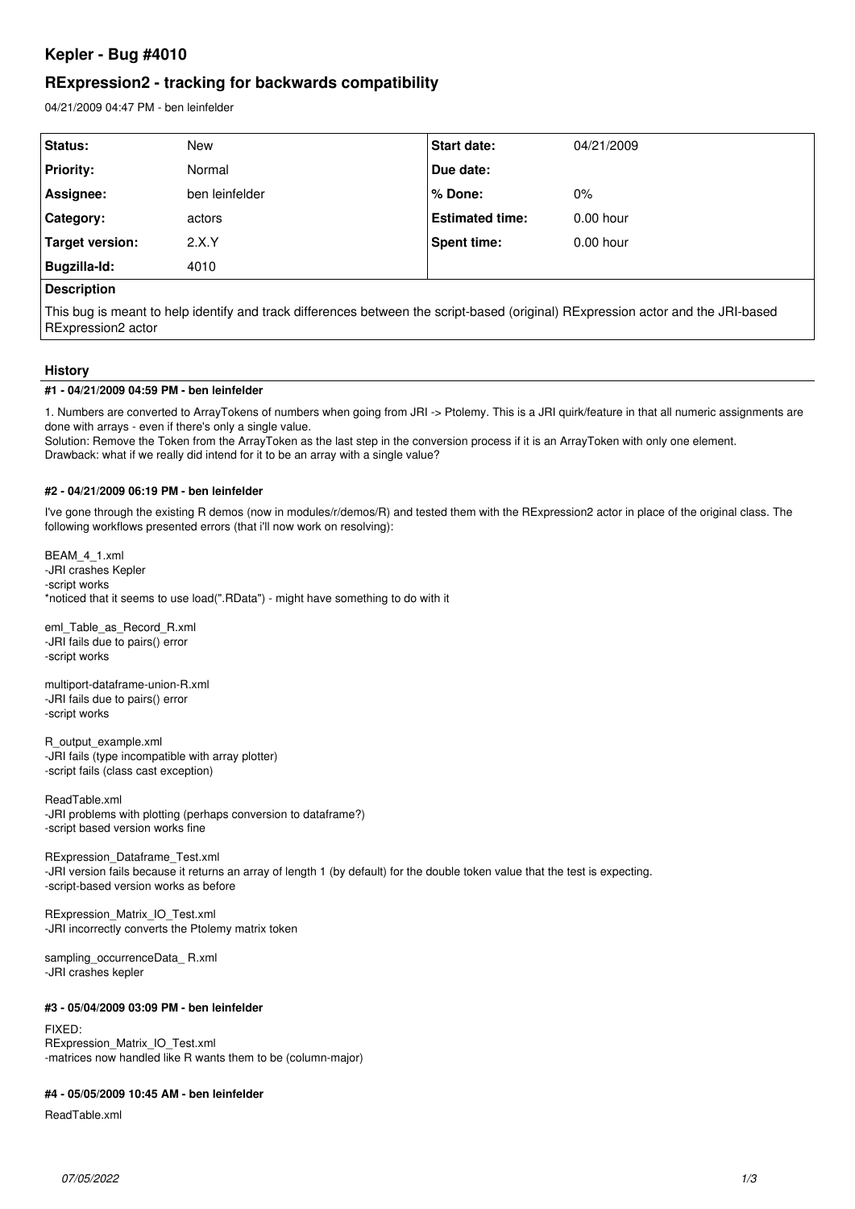# Kepler - Bug #4010

## RExpression2 - tracking for backwards compatibility

04/21/2009 04:47 PM - ben leinfelder

| Status: | New | Start date: | 04/21/2009 |
| --- | --- | --- | --- |
| Priority: | Normal | Due date: | |
| Assignee: | ben leinfelder | % Done: | 0% |
| Category: | actors | Estimated time: | 0.00 hour |
| Target version: | 2.X.Y | Spent time: | 0.00 hour |
| Bugzilla-Id: | 4010 | | |

**Description**

This bug is meant to help identify and track differences between the script-based (original) RExpression actor and the JRI-based RExpression2 actor

### History

#### #1 - 04/21/2009 04:59 PM - ben leinfelder

1. Numbers are converted to ArrayTokens of numbers when going from JRI -> Ptolemy. This is a JRI quirk/feature in that all numeric assignments are done with arrays - even if there's only a single value.
Solution: Remove the Token from the ArrayToken as the last step in the conversion process if it is an ArrayToken with only one element.
Drawback: what if we really did intend for it to be an array with a single value?

#### #2 - 04/21/2009 06:19 PM - ben leinfelder

I've gone through the existing R demos (now in modules/r/demos/R) and tested them with the RExpression2 actor in place of the original class. The following workflows presented errors (that i'll now work on resolving):

BEAM_4_1.xml
-JRI crashes Kepler
-script works
*noticed that it seems to use load(".RData") - might have something to do with it

eml_Table_as_Record_R.xml
-JRI fails due to pairs() error
-script works

multiport-dataframe-union-R.xml
-JRI fails due to pairs() error
-script works

R_output_example.xml
-JRI fails (type incompatible with array plotter)
-script fails (class cast exception)

ReadTable.xml
-JRI problems with plotting (perhaps conversion to dataframe?)
-script based version works fine

RExpression_Dataframe_Test.xml
-JRI version fails because it returns an array of length 1 (by default) for the double token value that the test is expecting.
-script-based version works as before

RExpression_Matrix_IO_Test.xml
-JRI incorrectly converts the Ptolemy matrix token

sampling_occurrenceData_ R.xml
-JRI crashes kepler

#### #3 - 05/04/2009 03:09 PM - ben leinfelder

FIXED:
RExpression_Matrix_IO_Test.xml
-matrices now handled like R wants them to be (column-major)

#### #4 - 05/05/2009 10:45 AM - ben leinfelder

ReadTable.xml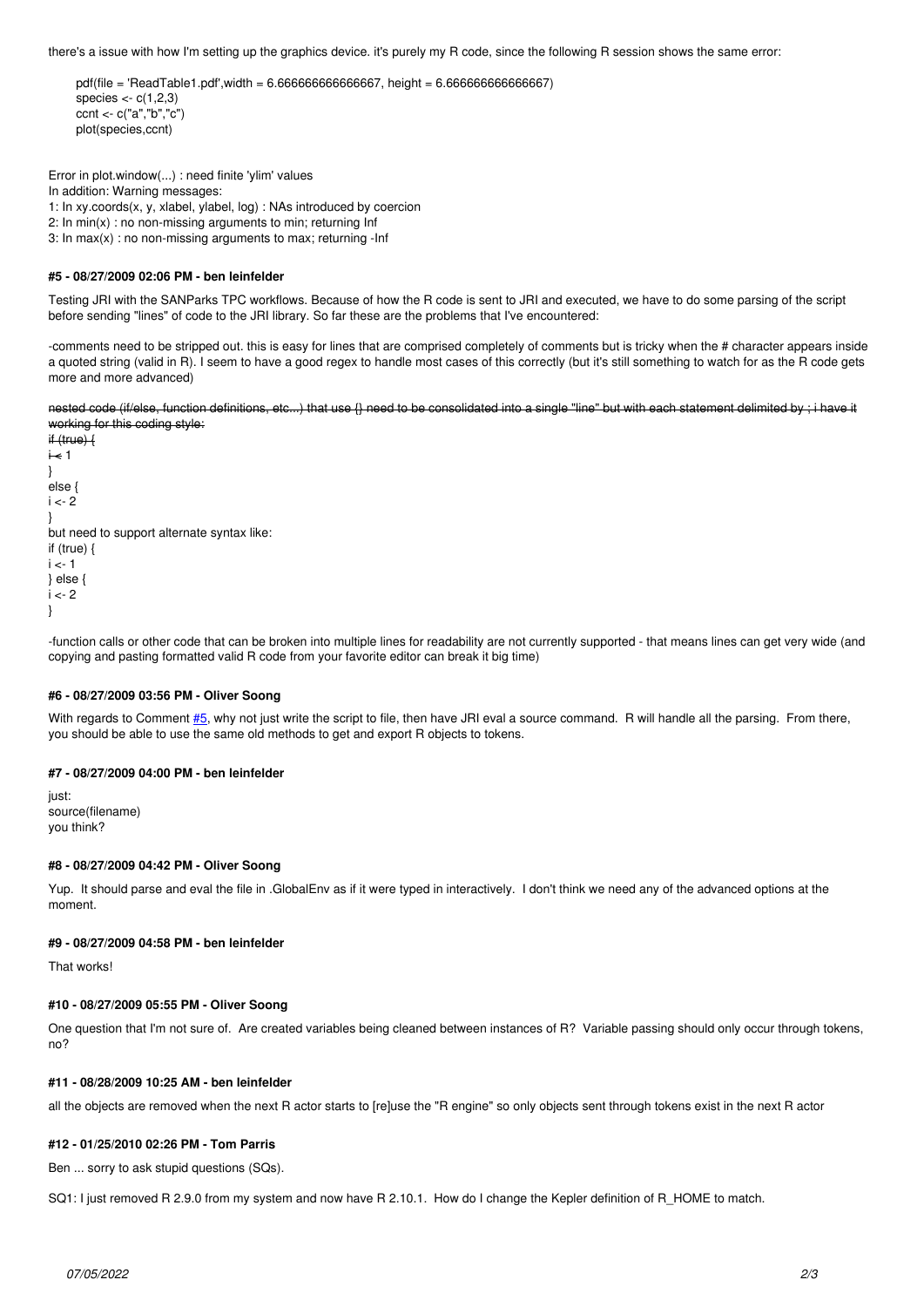there's a issue with how I'm setting up the graphics device. it's purely my R code, since the following R session shows the same error:

```
pdf(file = 'ReadTable1.pdf',width = 6.666666666666667, height = 6.666666666666667)
species <- c(1,2,3)
ccnt <- c("a","b","c")
plot(species,ccnt)
```

Error in plot.window(...) : need finite 'ylim' values
In addition: Warning messages:
1: In xy.coords(x, y, xlabel, ylabel, log) : NAs introduced by coercion
2: In min(x) : no non-missing arguments to min; returning Inf
3: In max(x) : no non-missing arguments to max; returning -Inf

#### #5 - 08/27/2009 02:06 PM - ben leinfelder

Testing JRI with the SANParks TPC workflows. Because of how the R code is sent to JRI and executed, we have to do some parsing of the script before sending "lines" of code to the JRI library. So far these are the problems that I've encountered:

-comments need to be stripped out. this is easy for lines that are comprised completely of comments but is tricky when the # character appears inside a quoted string (valid in R). I seem to have a good regex to handle most cases of this correctly (but it's still something to watch for as the R code gets more and more advanced)

~~nested code (if/else, function definitions, etc...) that use {} need to be consolidated into a single "line" but with each statement delimited by ; i have it working for this coding style:~~
~~if (true) {~~
~~i <- 1~~
}
else {
i <- 2
}
but need to support alternate syntax like:
if (true) {
i <- 1
} else {
i <- 2
}

-function calls or other code that can be broken into multiple lines for readability are not currently supported - that means lines can get very wide (and copying and pasting formatted valid R code from your favorite editor can break it big time)

#### #6 - 08/27/2009 03:56 PM - Oliver Soong

With regards to Comment #5, why not just write the script to file, then have JRI eval a source command. R will handle all the parsing. From there, you should be able to use the same old methods to get and export R objects to tokens.

#### #7 - 08/27/2009 04:00 PM - ben leinfelder

just:
source(filename)
you think?

#### #8 - 08/27/2009 04:42 PM - Oliver Soong

Yup. It should parse and eval the file in .GlobalEnv as if it were typed in interactively. I don't think we need any of the advanced options at the moment.

#### #9 - 08/27/2009 04:58 PM - ben leinfelder

That works!

#### #10 - 08/27/2009 05:55 PM - Oliver Soong

One question that I'm not sure of. Are created variables being cleaned between instances of R? Variable passing should only occur through tokens, no?

#### #11 - 08/28/2009 10:25 AM - ben leinfelder

all the objects are removed when the next R actor starts to [re]use the "R engine" so only objects sent through tokens exist in the next R actor

#### #12 - 01/25/2010 02:26 PM - Tom Parris

Ben ... sorry to ask stupid questions (SQs).

SQ1: I just removed R 2.9.0 from my system and now have R 2.10.1. How do I change the Kepler definition of R_HOME to match.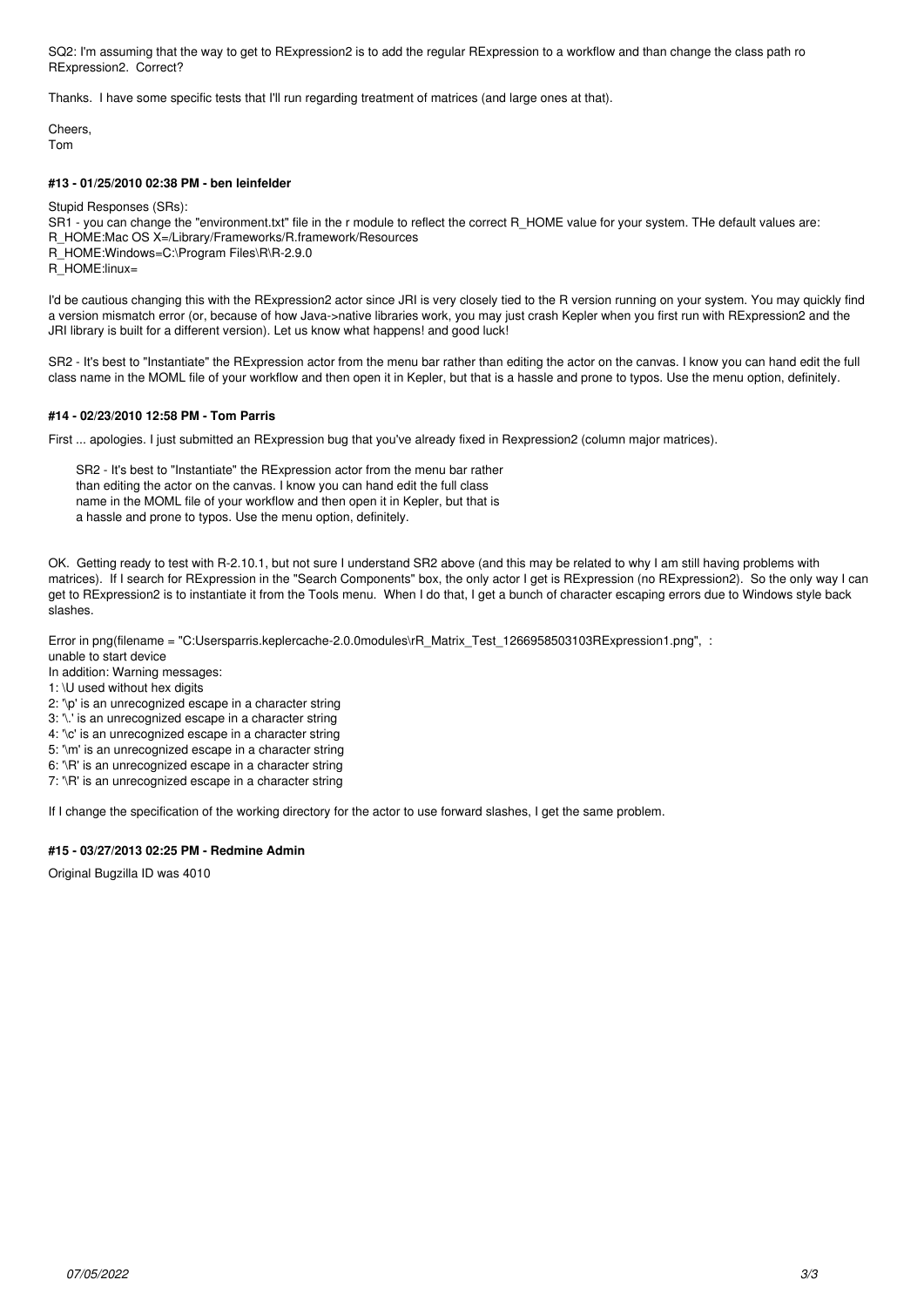SQ2: I'm assuming that the way to get to RExpression2 is to add the regular RExpression to a workflow and than change the class path ro RExpression2. Correct?

Thanks. I have some specific tests that I'll run regarding treatment of matrices (and large ones at that).

Cheers,
Tom

#### #13 - 01/25/2010 02:38 PM - ben leinfelder

Stupid Responses (SRs):
SR1 - you can change the "environment.txt" file in the r module to reflect the correct R_HOME value for your system. THe default values are:
R_HOME:Mac OS X=/Library/Frameworks/R.framework/Resources
R_HOME:Windows=C:\Program Files\R\R-2.9.0
R_HOME:linux=

I'd be cautious changing this with the RExpression2 actor since JRI is very closely tied to the R version running on your system. You may quickly find a version mismatch error (or, because of how Java->native libraries work, you may just crash Kepler when you first run with RExpression2 and the JRI library is built for a different version). Let us know what happens! and good luck!

SR2 - It's best to "Instantiate" the RExpression actor from the menu bar rather than editing the actor on the canvas. I know you can hand edit the full class name in the MOML file of your workflow and then open it in Kepler, but that is a hassle and prone to typos. Use the menu option, definitely.

#### #14 - 02/23/2010 12:58 PM - Tom Parris

First ... apologies. I just submitted an RExpression bug that you've already fixed in Rexpression2 (column major matrices).

> SR2 - It's best to "Instantiate" the RExpression actor from the menu bar rather than editing the actor on the canvas. I know you can hand edit the full class name in the MOML file of your workflow and then open it in Kepler, but that is a hassle and prone to typos. Use the menu option, definitely.

OK. Getting ready to test with R-2.10.1, but not sure I understand SR2 above (and this may be related to why I am still having problems with matrices). If I search for RExpression in the "Search Components" box, the only actor I get is RExpression (no RExpression2). So the only way I can get to RExpression2 is to instantiate it from the Tools menu. When I do that, I get a bunch of character escaping errors due to Windows style back slashes.

```
Error in png(filename = "C:Usersparris.keplercache-2.0.0modules\rR_Matrix_Test_1266958503103RExpression1.png",  :
unable to start device
In addition: Warning messages:
1: \U used without hex digits
2: '\p' is an unrecognized escape in a character string
3: '\.' is an unrecognized escape in a character string
4: '\c' is an unrecognized escape in a character string
5: '\m' is an unrecognized escape in a character string
6: '\R' is an unrecognized escape in a character string
7: '\R' is an unrecognized escape in a character string
```

If I change the specification of the working directory for the actor to use forward slashes, I get the same problem.

#### #15 - 03/27/2013 02:25 PM - Redmine Admin

Original Bugzilla ID was 4010